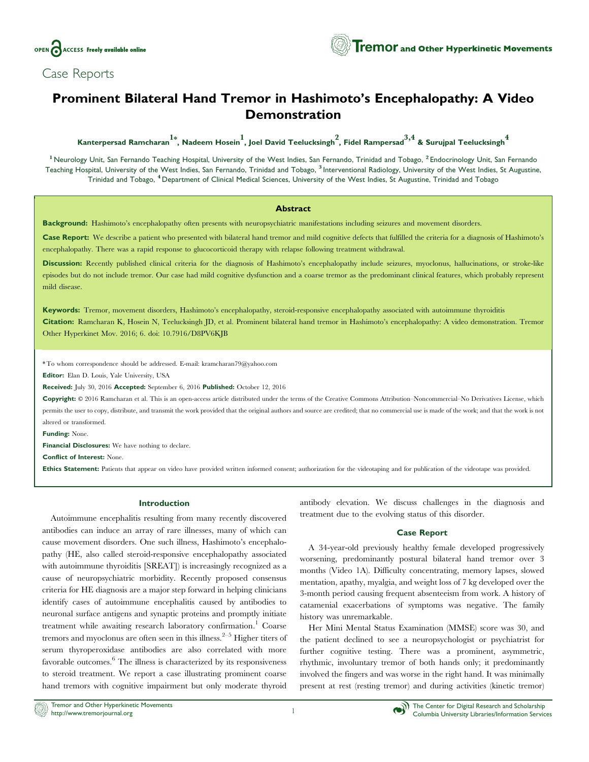Case Reports

# Prominent Bilateral Hand Tremor in Hashimoto's Encephalopathy: A Video Demonstration

**Kanterpersad Ramcharan[1*], Nadeem Hosein[1], Joel David Teelucksingh[2], Fidel Rampersad[3,4] & Surujpal Teelucksingh[4]**

[1] Neurology Unit, San Fernando Teaching Hospital, University of the West Indies, San Fernando, Trinidad and Tobago, [2] Endocrinology Unit, San Fernando Teaching Hospital, University of the West Indies, San Fernando, Trinidad and Tobago, [3] Interventional Radiology, University of the West Indies, St Augustine, Trinidad and Tobago, [4] Department of Clinical Medical Sciences, University of the West Indies, St Augustine, Trinidad and Tobago

## Abstract

**Background:** Hashimoto's encephalopathy often presents with neuropsychiatric manifestations including seizures and movement disorders.

**Case Report:** We describe a patient who presented with bilateral hand tremor and mild cognitive defects that fulfilled the criteria for a diagnosis of Hashimoto's encephalopathy. There was a rapid response to glucocorticoid therapy with relapse following treatment withdrawal.

**Discussion:** Recently published clinical criteria for the diagnosis of Hashimoto's encephalopathy include seizures, myoclonus, hallucinations, or stroke-like episodes but do not include tremor. Our case had mild cognitive dysfunction and a coarse tremor as the predominant clinical features, which probably represent mild disease.

**Keywords:** Tremor, movement disorders, Hashimoto's encephalopathy, steroid-responsive encephalopathy associated with autoimmune thyroiditis

**Citation:** Ramcharan K, Hosein N, Teelucksingh JD, et al. Prominent bilateral hand tremor in Hashimoto's encephalopathy: A video demonstration. Tremor Other Hyperkinet Mov. 2016; 6. doi: 10.7916/D8PV6KJB

*To whom correspondence should be addressed. E-mail: kramcharan79@yahoo.com

**Editor:** Elan D. Louis, Yale University, USA

**Received:** July 30, 2016 **Accepted:** September 6, 2016 **Published:** October 12, 2016

**Copyright:** © 2016 Ramcharan et al. This is an open-access article distributed under the terms of the Creative Commons Attribution–Noncommercial–No Derivatives License, which permits the user to copy, distribute, and transmit the work provided that the original authors and source are credited; that no commercial use is made of the work; and that the work is not altered or transformed.

**Funding:** None.

**Financial Disclosures:** We have nothing to declare.

**Conflict of Interest:** None.

**Ethics Statement:** Patients that appear on video have provided written informed consent; authorization for the videotaping and for publication of the videotape was provided.

## Introduction

Autoimmune encephalitis resulting from many recently discovered antibodies can induce an array of rare illnesses, many of which can cause movement disorders. One such illness, Hashimoto's encephalopathy (HE, also called steroid-responsive encephalopathy associated with autoimmune thyroiditis [SREAT]) is increasingly recognized as a cause of neuropsychiatric morbidity. Recently proposed consensus criteria for HE diagnosis are a major step forward in helping clinicians identify cases of autoimmune encephalitis caused by antibodies to neuronal surface antigens and synaptic proteins and promptly initiate treatment while awaiting research laboratory confirmation.[1] Coarse tremors and myoclonus are often seen in this illness.[2–5] Higher titers of serum thyroperoxidase antibodies are also correlated with more favorable outcomes.[6] The illness is characterized by its responsiveness to steroid treatment. We report a case illustrating prominent coarse hand tremors with cognitive impairment but only moderate thyroid antibody elevation. We discuss challenges in the diagnosis and treatment due to the evolving status of this disorder.

## Case Report

A 34-year-old previously healthy female developed progressively worsening, predominantly postural bilateral hand tremor over 3 months (Video 1A). Difficulty concentrating, memory lapses, slowed mentation, apathy, myalgia, and weight loss of 7 kg developed over the 3-month period causing frequent absenteeism from work. A history of catamenial exacerbations of symptoms was negative. The family history was unremarkable.

Her Mini Mental Status Examination (MMSE) score was 30, and the patient declined to see a neuropsychologist or psychiatrist for further cognitive testing. There was a prominent, asymmetric, rhythmic, involuntary tremor of both hands only; it predominantly involved the fingers and was worse in the right hand. It was minimally present at rest (resting tremor) and during activities (kinetic tremor)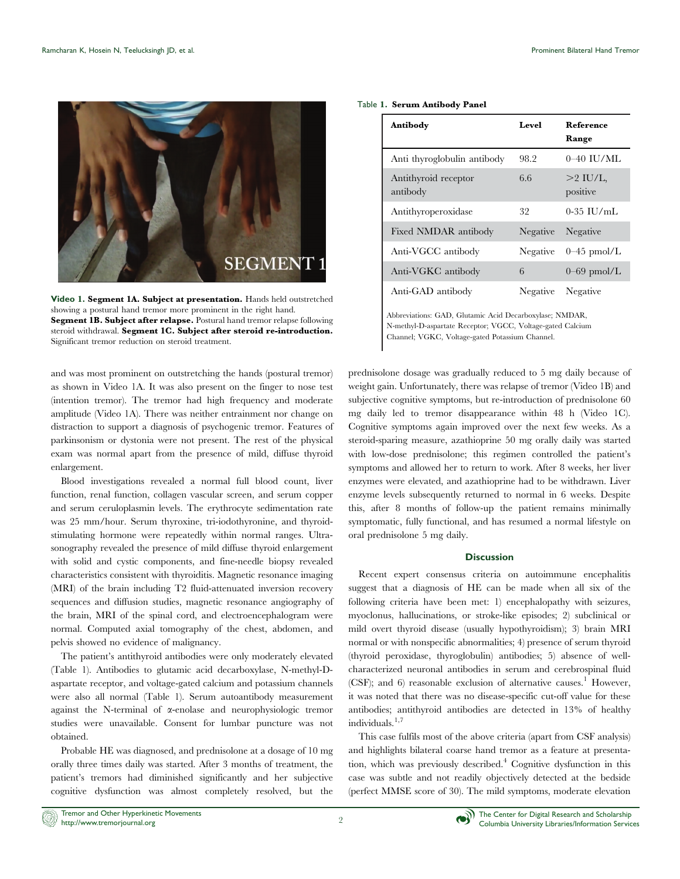**Video 1. Segment 1A. Subject at presentation.** Hands held outstretched showing a postural hand tremor more prominent in the right hand. **Segment 1B. Subject after relapse.** Postural hand tremor relapse following steroid withdrawal. **Segment 1C. Subject after steroid re-introduction.** Significant tremor reduction on steroid treatment.

and was most prominent on outstretching the hands (postural tremor) as shown in Video 1A. It was also present on the finger to nose test (intention tremor). The tremor had high frequency and moderate amplitude (Video 1A). There was neither entrainment nor change on distraction to support a diagnosis of psychogenic tremor. Features of parkinsonism or dystonia were not present. The rest of the physical exam was normal apart from the presence of mild, diffuse thyroid enlargement.

Blood investigations revealed a normal full blood count, liver function, renal function, collagen vascular screen, and serum copper and serum ceruloplasmin levels. The erythrocyte sedimentation rate was 25 mm/hour. Serum thyroxine, tri-iodothyronine, and thyroid-stimulating hormone were repeatedly within normal ranges. Ultrasonography revealed the presence of mild diffuse thyroid enlargement with solid and cystic components, and fine-needle biopsy revealed characteristics consistent with thyroiditis. Magnetic resonance imaging (MRI) of the brain including T2 fluid-attenuated inversion recovery sequences and diffusion studies, magnetic resonance angiography of the brain, MRI of the spinal cord, and electroencephalogram were normal. Computed axial tomography of the chest, abdomen, and pelvis showed no evidence of malignancy.

The patient's antithyroid antibodies were only moderately elevated (Table 1). Antibodies to glutamic acid decarboxylase, N-methyl-D-aspartate receptor, and voltage-gated calcium and potassium channels were also all normal (Table 1). Serum autoantibody measurement against the N-terminal of α-enolase and neurophysiologic tremor studies were unavailable. Consent for lumbar puncture was not obtained.

Probable HE was diagnosed, and prednisolone at a dosage of 10 mg orally three times daily was started. After 3 months of treatment, the patient's tremors had diminished significantly and her subjective cognitive dysfunction was almost completely resolved, but the prednisolone dosage was gradually reduced to 5 mg daily because of weight gain. Unfortunately, there was relapse of tremor (Video 1B) and subjective cognitive symptoms, but re-introduction of prednisolone 60 mg daily led to tremor disappearance within 48 h (Video 1C). Cognitive symptoms again improved over the next few weeks. As a steroid-sparing measure, azathioprine 50 mg orally daily was started with low-dose prednisolone; this regimen controlled the patient's symptoms and allowed her to return to work. After 8 weeks, her liver enzymes were elevated, and azathioprine had to be withdrawn. Liver enzyme levels subsequently returned to normal in 6 weeks. Despite this, after 8 months of follow-up the patient remains minimally symptomatic, fully functional, and has resumed a normal lifestyle on oral prednisolone 5 mg daily.

**Table 1. Serum Antibody Panel**

| Antibody | Level | Reference Range |
|---|---|---|
| Anti thyroglobulin antibody | 98.2 | 0–40 IU/ML |
| Antithyroid receptor antibody | 6.6 | >2 IU/L, positive |
| Antithyroperoxidase | 32 | 0-35 IU/mL |
| Fixed NMDAR antibody | Negative | Negative |
| Anti-VGCC antibody | Negative | 0–45 pmol/L |
| Anti-VGKC antibody | 6 | 0–69 pmol/L |
| Anti-GAD antibody | Negative | Negative |

Abbreviations: GAD, Glutamic Acid Decarboxylase; NMDAR, N-methyl-D-aspartate Receptor; VGCC, Voltage-gated Calcium Channel; VGKC, Voltage-gated Potassium Channel.

## Discussion

Recent expert consensus criteria on autoimmune encephalitis suggest that a diagnosis of HE can be made when all six of the following criteria have been met: 1) encephalopathy with seizures, myoclonus, hallucinations, or stroke-like episodes; 2) subclinical or mild overt thyroid disease (usually hypothyroidism); 3) brain MRI normal or with nonspecific abnormalities; 4) presence of serum thyroid (thyroid peroxidase, thyroglobulin) antibodies; 5) absence of well-characterized neuronal antibodies in serum and cerebrospinal fluid (CSF); and 6) reasonable exclusion of alternative causes.[1] However, it was noted that there was no disease-specific cut-off value for these antibodies; antithyroid antibodies are detected in 13% of healthy individuals.[1,7]

This case fulfils most of the above criteria (apart from CSF analysis) and highlights bilateral coarse hand tremor as a feature at presentation, which was previously described.[4] Cognitive dysfunction in this case was subtle and not readily objectively detected at the bedside (perfect MMSE score of 30). The mild symptoms, moderate elevation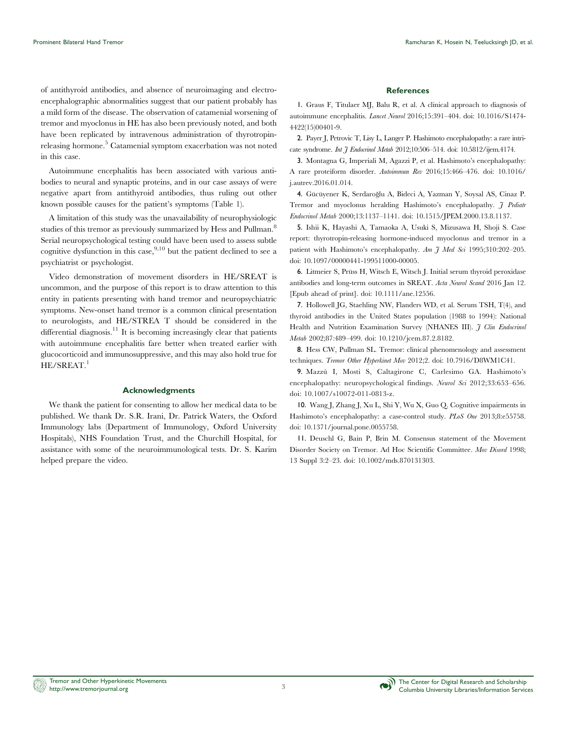of antithyroid antibodies, and absence of neuroimaging and electroencephalographic abnormalities suggest that our patient probably has a mild form of the disease. The observation of catamenial worsening of tremor and myoclonus in HE has also been previously noted, and both have been replicated by intravenous administration of thyrotropin-releasing hormone.[5] Catamenial symptom exacerbation was not noted in this case.

Autoimmune encephalitis has been associated with various antibodies to neural and synaptic proteins, and in our case assays of were negative apart from antithyroid antibodies, thus ruling out other known possible causes for the patient's symptoms (Table 1).

A limitation of this study was the unavailability of neurophysiologic studies of this tremor as previously summarized by Hess and Pullman.[8] Serial neuropsychological testing could have been used to assess subtle cognitive dysfunction in this case,[9,10] but the patient declined to see a psychiatrist or psychologist.

Video demonstration of movement disorders in HE/SREAT is uncommon, and the purpose of this report is to draw attention to this entity in patients presenting with hand tremor and neuropsychiatric symptoms. New-onset hand tremor is a common clinical presentation to neurologists, and HE/STREA T should be considered in the differential diagnosis.[11] It is becoming increasingly clear that patients with autoimmune encephalitis fare better when treated earlier with glucocorticoid and immunosuppressive, and this may also hold true for HE/SREAT.[1]

## Acknowledgments

We thank the patient for consenting to allow her medical data to be published. We thank Dr. S.R. Irani, Dr. Patrick Waters, the Oxford Immunology labs (Department of Immunology, Oxford University Hospitals), NHS Foundation Trust, and the Churchill Hospital, for assistance with some of the neuroimmunological tests. Dr. S. Karim helped prepare the video.

## References

1. Graus F, Titulaer MJ, Balu R, et al. A clinical approach to diagnosis of autoimmune encephalitis. *Lancet Neurol* 2016;15:391–404. doi: 10.1016/S1474-4422(15)00401-9.

2. Payer J, Petrovic T, Lisy L, Langer P. Hashimoto encephalopathy: a rare intricate syndrome. *Int J Endocrinol Metab* 2012;10:506–514. doi: 10.5812/ijem.4174.

3. Montagna G, Imperiali M, Agazzi P, et al. Hashimoto's encephalopathy: A rare proteiform disorder. *Autoimmun Rev* 2016;15:466–476. doi: 10.1016/j.autrev.2016.01.014.

4. Gücüyener K, Serdaroğlu A, Bideci A, Yazman Y, Soysal AS, Cinaz P. Tremor and myoclonus heralding Hashimoto's encephalopathy. *J Pediatr Endocrinol Metab* 2000;13:1137–1141. doi: 10.1515/JPEM.2000.13.8.1137.

5. Ishii K, Hayashi A, Tamaoka A, Usuki S, Mizusawa H, Shoji S. Case report: thyrotropin-releasing hormone-induced myoclonus and tremor in a patient with Hashimoto's encephalopathy. *Am J Med Sci* 1995;310:202–205. doi: 10.1097/00000441-199511000-00005.

6. Litmeier S, Prüss H, Witsch E, Witsch J. Initial serum thyroid peroxidase antibodies and long-term outcomes in SREAT. *Acta Neurol Scand* 2016 Jan 12. [Epub ahead of print]. doi: 10.1111/ane.12556.

7. Hollowell JG, Staehling NW, Flanders WD, et al. Serum TSH, T(4), and thyroid antibodies in the United States population (1988 to 1994): National Health and Nutrition Examination Survey (NHANES III). *J Clin Endocrinol Metab* 2002;87:489–499. doi: 10.1210/jcem.87.2.8182.

8. Hess CW, Pullman SL. Tremor: clinical phenomenology and assessment techniques. *Tremor Other Hyperkinet Mov* 2012;2. doi: 10.7916/D8WM1C41.

9. Mazzù I, Mosti S, Caltagirone C, Carlesimo GA. Hashimoto's encephalopathy: neuropsychological findings. *Neurol Sci* 2012;33:653–656. doi: 10.1007/s10072-011-0813-z.

10. Wang J, Zhang J, Xu L, Shi Y, Wu X, Guo Q. Cognitive impairments in Hashimoto's encephalopathy: a case-control study. *PLoS One* 2013;8:e55758. doi: 10.1371/journal.pone.0055758.

11. Deuschl G, Bain P, Brin M. Consensus statement of the Movement Disorder Society on Tremor. Ad Hoc Scientific Committee. *Mov Disord* 1998; 13 Suppl 3:2–23. doi: 10.1002/mds.870131303.